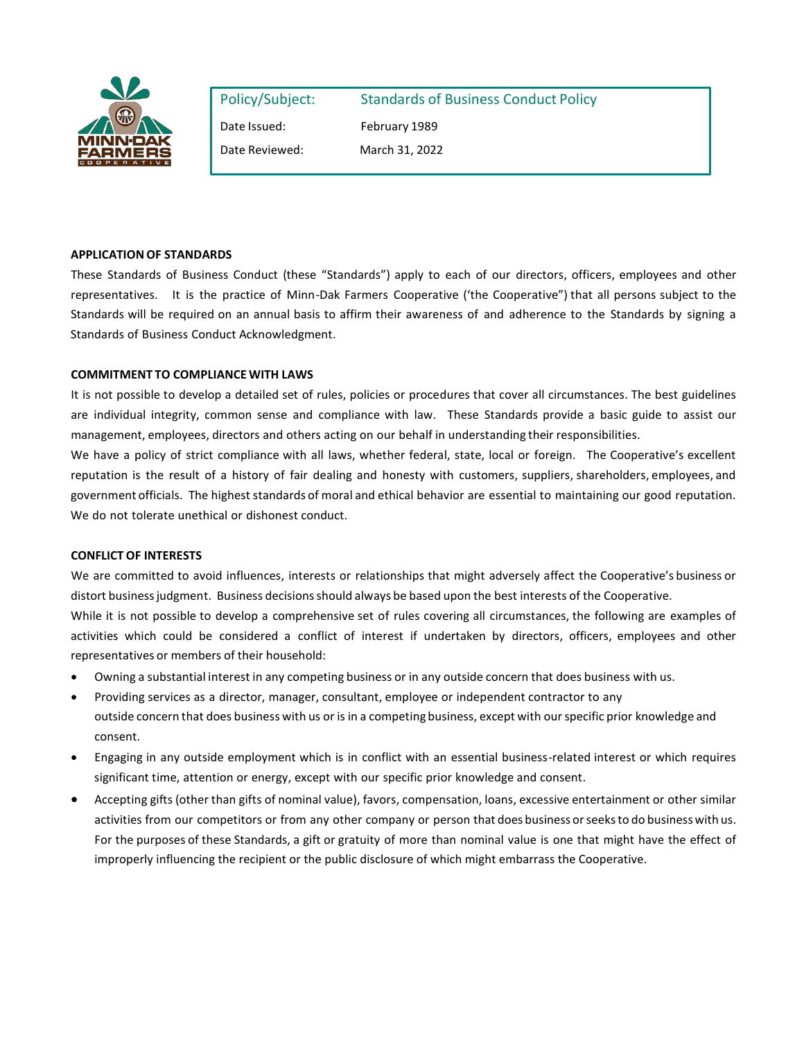| Policy/Subject: | Standards of Business Conduct Policy |
| --- | --- |
| Date Issued: | February 1989 |
| Date Reviewed: | March 31, 2022 |

**APPLICATION OF STANDARDS**

These Standards of Business Conduct (these "Standards") apply to each of our directors, officers, employees and other representatives. It is the practice of Minn-Dak Farmers Cooperative ('the Cooperative") that all persons subject to the Standards will be required on an annual basis to affirm their awareness of and adherence to the Standards by signing a Standards of Business Conduct Acknowledgment.

**COMMITMENT TO COMPLIANCE WITH LAWS**

It is not possible to develop a detailed set of rules, policies or procedures that cover all circumstances. The best guidelines are individual integrity, common sense and compliance with law. These Standards provide a basic guide to assist our management, employees, directors and others acting on our behalf in understanding their responsibilities.

We have a policy of strict compliance with all laws, whether federal, state, local or foreign. The Cooperative's excellent reputation is the result of a history of fair dealing and honesty with customers, suppliers, shareholders, employees, and government officials. The highest standards of moral and ethical behavior are essential to maintaining our good reputation. We do not tolerate unethical or dishonest conduct.

**CONFLICT OF INTERESTS**

We are committed to avoid influences, interests or relationships that might adversely affect the Cooperative's business or distort business judgment. Business decisions should always be based upon the best interests of the Cooperative.

While it is not possible to develop a comprehensive set of rules covering all circumstances, the following are examples of activities which could be considered a conflict of interest if undertaken by directors, officers, employees and other representatives or members of their household:

- Owning a substantial interest in any competing business or in any outside concern that does business with us.
- Providing services as a director, manager, consultant, employee or independent contractor to any outside concern that does business with us or is in a competing business, except with our specific prior knowledge and consent.
- Engaging in any outside employment which is in conflict with an essential business-related interest or which requires significant time, attention or energy, except with our specific prior knowledge and consent.
- Accepting gifts (other than gifts of nominal value), favors, compensation, loans, excessive entertainment or other similar activities from our competitors or from any other company or person that does business or seeks to do business with us. For the purposes of these Standards, a gift or gratuity of more than nominal value is one that might have the effect of improperly influencing the recipient or the public disclosure of which might embarrass the Cooperative.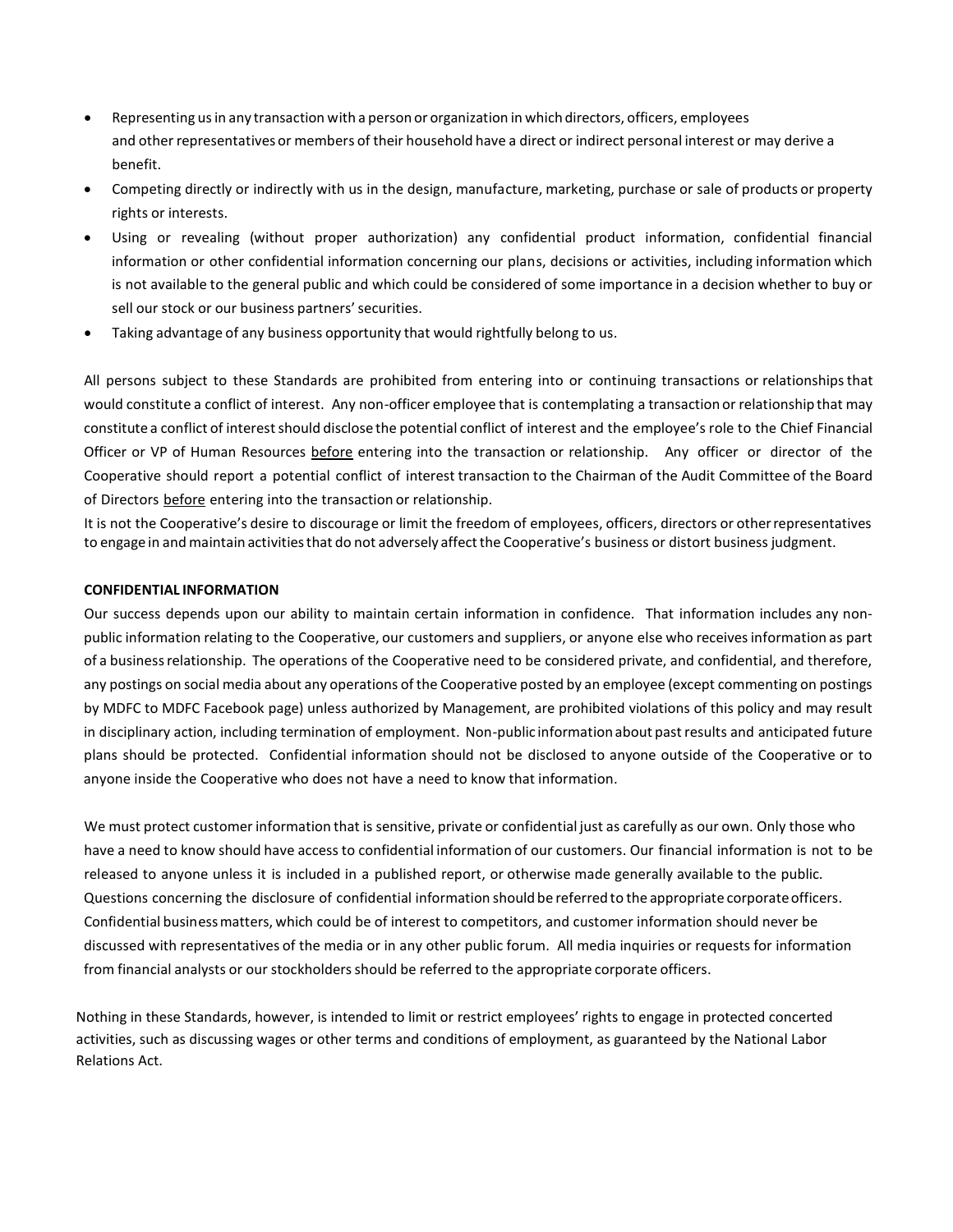- Representing us in any transaction with a person or organization in which directors, officers, employees and other representatives or members of their household have a direct or indirect personal interest or may derive a benefit.
- Competing directly or indirectly with us in the design, manufacture, marketing, purchase or sale of products or property rights or interests.
- Using or revealing (without proper authorization) any confidential product information, confidential financial information or other confidential information concerning our plans, decisions or activities, including information which is not available to the general public and which could be considered of some importance in a decision whether to buy or sell our stock or our business partners' securities.
- Taking advantage of any business opportunity that would rightfully belong to us.

All persons subject to these Standards are prohibited from entering into or continuing transactions or relationships that would constitute a conflict of interest. Any non-officer employee that is contemplating a transaction or relationship that may constitute a conflict of interest should disclose the potential conflict of interest and the employee's role to the Chief Financial Officer or VP of Human Resources before entering into the transaction or relationship. Any officer or director of the Cooperative should report a potential conflict of interest transaction to the Chairman of the Audit Committee of the Board of Directors before entering into the transaction or relationship.

It is not the Cooperative's desire to discourage or limit the freedom of employees, officers, directors or other representatives to engage in and maintain activities that do not adversely affect the Cooperative's business or distort business judgment.

**CONFIDENTIAL INFORMATION**

Our success depends upon our ability to maintain certain information in confidence. That information includes any non-public information relating to the Cooperative, our customers and suppliers, or anyone else who receives information as part of a business relationship. The operations of the Cooperative need to be considered private, and confidential, and therefore, any postings on social media about any operations of the Cooperative posted by an employee (except commenting on postings by MDFC to MDFC Facebook page) unless authorized by Management, are prohibited violations of this policy and may result in disciplinary action, including termination of employment. Non-public information about past results and anticipated future plans should be protected. Confidential information should not be disclosed to anyone outside of the Cooperative or to anyone inside the Cooperative who does not have a need to know that information.

We must protect customer information that is sensitive, private or confidential just as carefully as our own. Only those who have a need to know should have access to confidential information of our customers. Our financial information is not to be released to anyone unless it is included in a published report, or otherwise made generally available to the public. Questions concerning the disclosure of confidential information should be referred to the appropriate corporate officers. Confidential business matters, which could be of interest to competitors, and customer information should never be discussed with representatives of the media or in any other public forum. All media inquiries or requests for information from financial analysts or our stockholders should be referred to the appropriate corporate officers.

Nothing in these Standards, however, is intended to limit or restrict employees' rights to engage in protected concerted activities, such as discussing wages or other terms and conditions of employment, as guaranteed by the National Labor Relations Act.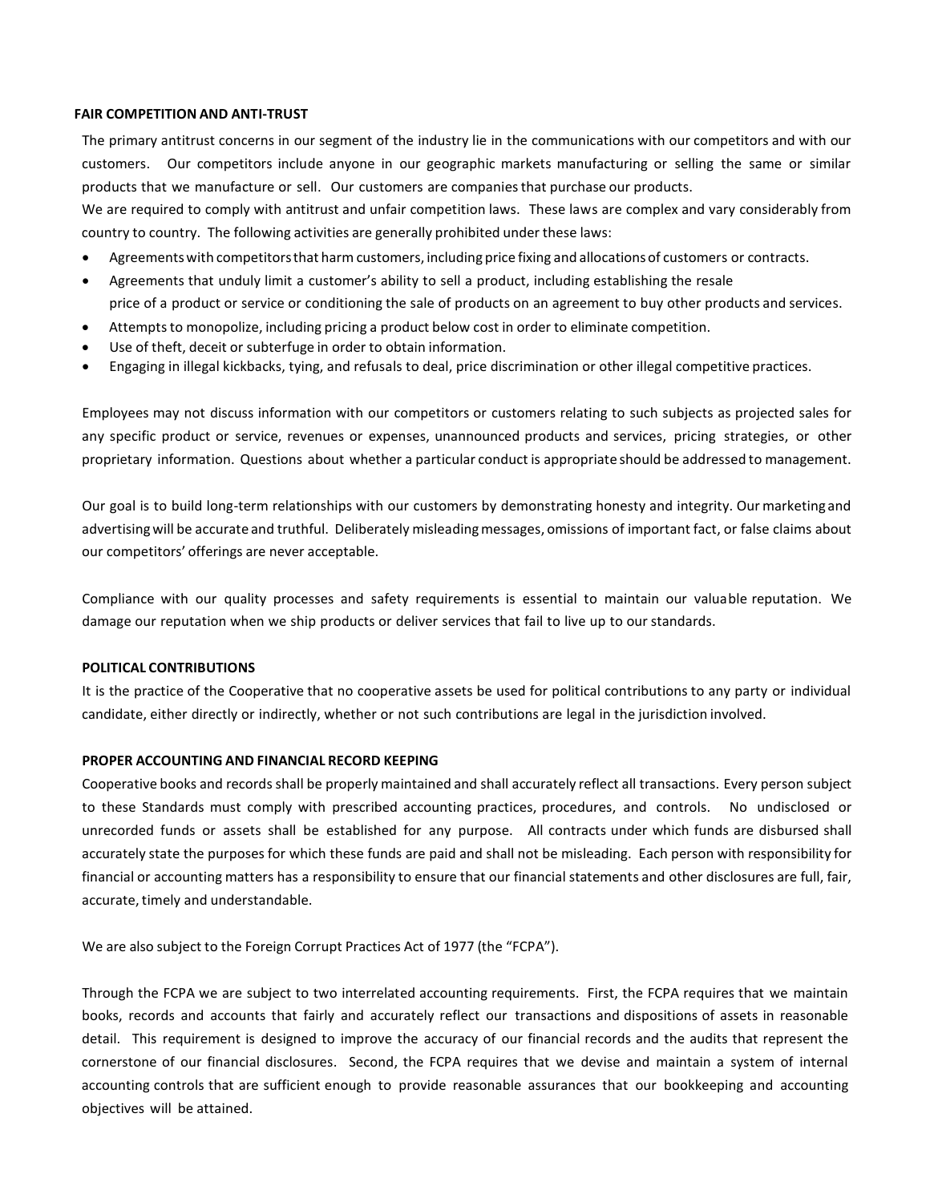**FAIR COMPETITION AND ANTI-TRUST**

The primary antitrust concerns in our segment of the industry lie in the communications with our competitors and with our customers. Our competitors include anyone in our geographic markets manufacturing or selling the same or similar products that we manufacture or sell. Our customers are companies that purchase our products.

We are required to comply with antitrust and unfair competition laws. These laws are complex and vary considerably from country to country. The following activities are generally prohibited under these laws:

- Agreements with competitors that harm customers, including price fixing and allocations of customers or contracts.
- Agreements that unduly limit a customer's ability to sell a product, including establishing the resale price of a product or service or conditioning the sale of products on an agreement to buy other products and services.
- Attempts to monopolize, including pricing a product below cost in order to eliminate competition.
- Use of theft, deceit or subterfuge in order to obtain information.
- Engaging in illegal kickbacks, tying, and refusals to deal, price discrimination or other illegal competitive practices.

Employees may not discuss information with our competitors or customers relating to such subjects as projected sales for any specific product or service, revenues or expenses, unannounced products and services, pricing strategies, or other proprietary information. Questions about whether a particular conduct is appropriate should be addressed to management.

Our goal is to build long-term relationships with our customers by demonstrating honesty and integrity. Our marketing and advertising will be accurate and truthful. Deliberately misleading messages, omissions of important fact, or false claims about our competitors' offerings are never acceptable.

Compliance with our quality processes and safety requirements is essential to maintain our valuable reputation. We damage our reputation when we ship products or deliver services that fail to live up to our standards.

**POLITICAL CONTRIBUTIONS**

It is the practice of the Cooperative that no cooperative assets be used for political contributions to any party or individual candidate, either directly or indirectly, whether or not such contributions are legal in the jurisdiction involved.

**PROPER ACCOUNTING AND FINANCIAL RECORD KEEPING**

Cooperative books and records shall be properly maintained and shall accurately reflect all transactions. Every person subject to these Standards must comply with prescribed accounting practices, procedures, and controls. No undisclosed or unrecorded funds or assets shall be established for any purpose. All contracts under which funds are disbursed shall accurately state the purposes for which these funds are paid and shall not be misleading. Each person with responsibility for financial or accounting matters has a responsibility to ensure that our financial statements and other disclosures are full, fair, accurate, timely and understandable.

We are also subject to the Foreign Corrupt Practices Act of 1977 (the "FCPA").

Through the FCPA we are subject to two interrelated accounting requirements. First, the FCPA requires that we maintain books, records and accounts that fairly and accurately reflect our transactions and dispositions of assets in reasonable detail. This requirement is designed to improve the accuracy of our financial records and the audits that represent the cornerstone of our financial disclosures. Second, the FCPA requires that we devise and maintain a system of internal accounting controls that are sufficient enough to provide reasonable assurances that our bookkeeping and accounting objectives will be attained.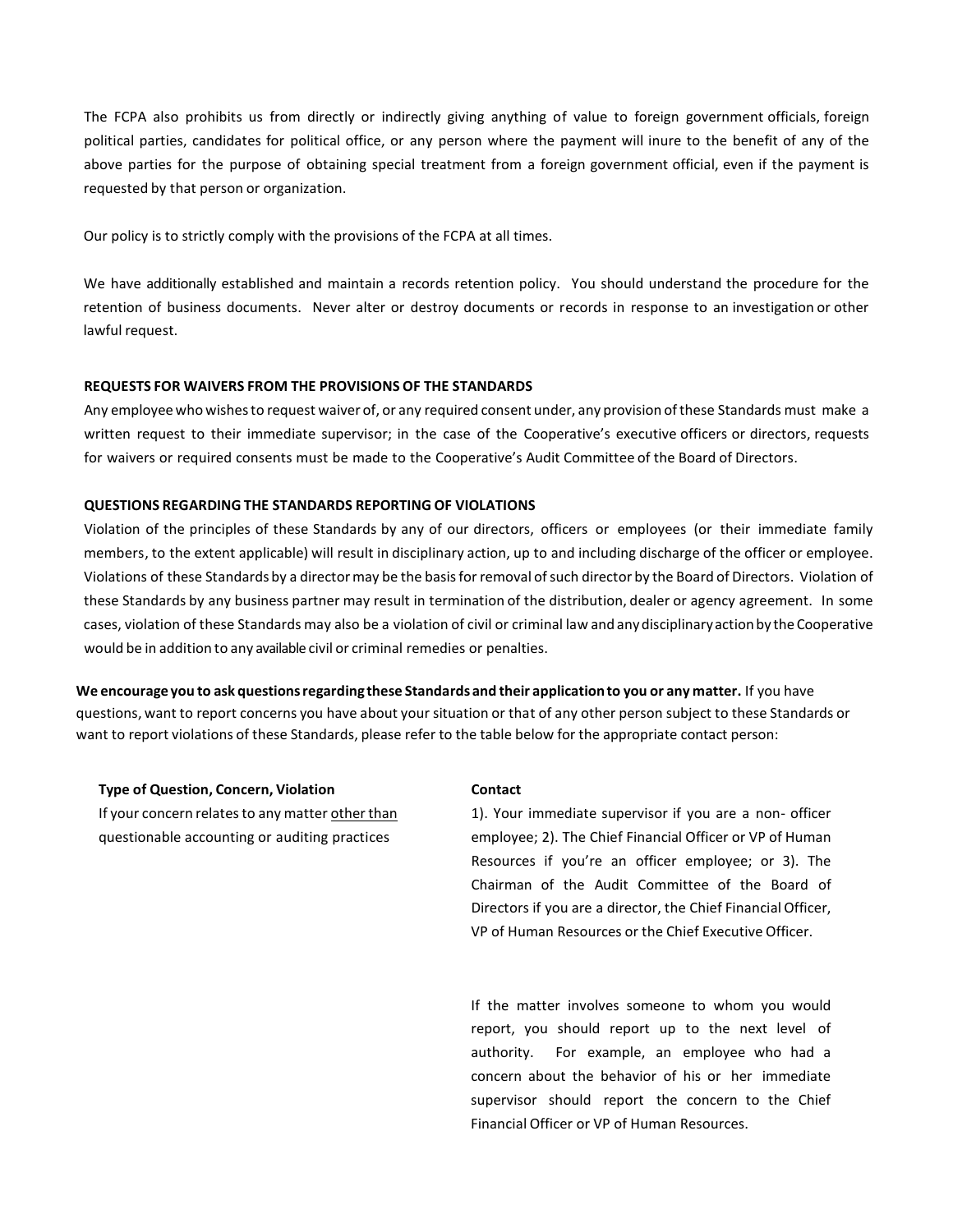The FCPA also prohibits us from directly or indirectly giving anything of value to foreign government officials, foreign political parties, candidates for political office, or any person where the payment will inure to the benefit of any of the above parties for the purpose of obtaining special treatment from a foreign government official, even if the payment is requested by that person or organization.

Our policy is to strictly comply with the provisions of the FCPA at all times.

We have additionally established and maintain a records retention policy. You should understand the procedure for the retention of business documents. Never alter or destroy documents or records in response to an investigation or other lawful request.

**REQUESTS FOR WAIVERS FROM THE PROVISIONS OF THE STANDARDS**

Any employee who wishes to request waiver of, or any required consent under, any provision of these Standards must make a written request to their immediate supervisor; in the case of the Cooperative's executive officers or directors, requests for waivers or required consents must be made to the Cooperative's Audit Committee of the Board of Directors.

**QUESTIONS REGARDING THE STANDARDS REPORTING OF VIOLATIONS**

Violation of the principles of these Standards by any of our directors, officers or employees (or their immediate family members, to the extent applicable) will result in disciplinary action, up to and including discharge of the officer or employee. Violations of these Standards by a director may be the basis for removal of such director by the Board of Directors. Violation of these Standards by any business partner may result in termination of the distribution, dealer or agency agreement. In some cases, violation of these Standards may also be a violation of civil or criminal law and any disciplinary action by the Cooperative would be in addition to any available civil or criminal remedies or penalties.

**We encourage you to ask questions regarding these Standards and their application to you or any matter.** If you have questions, want to report concerns you have about your situation or that of any other person subject to these Standards or want to report violations of these Standards, please refer to the table below for the appropriate contact person:

| **Type of Question, Concern, Violation** | **Contact** |
| --- | --- |
| If your concern relates to any matter <u>other than</u> questionable accounting or auditing practices | 1). Your immediate supervisor if you are a non- officer employee; 2). The Chief Financial Officer or VP of Human Resources if you're an officer employee; or 3). The Chairman of the Audit Committee of the Board of Directors if you are a director, the Chief Financial Officer, VP of Human Resources or the Chief Executive Officer.<br><br>If the matter involves someone to whom you would report, you should report up to the next level of authority. For example, an employee who had a concern about the behavior of his or her immediate supervisor should report the concern to the Chief Financial Officer or VP of Human Resources. |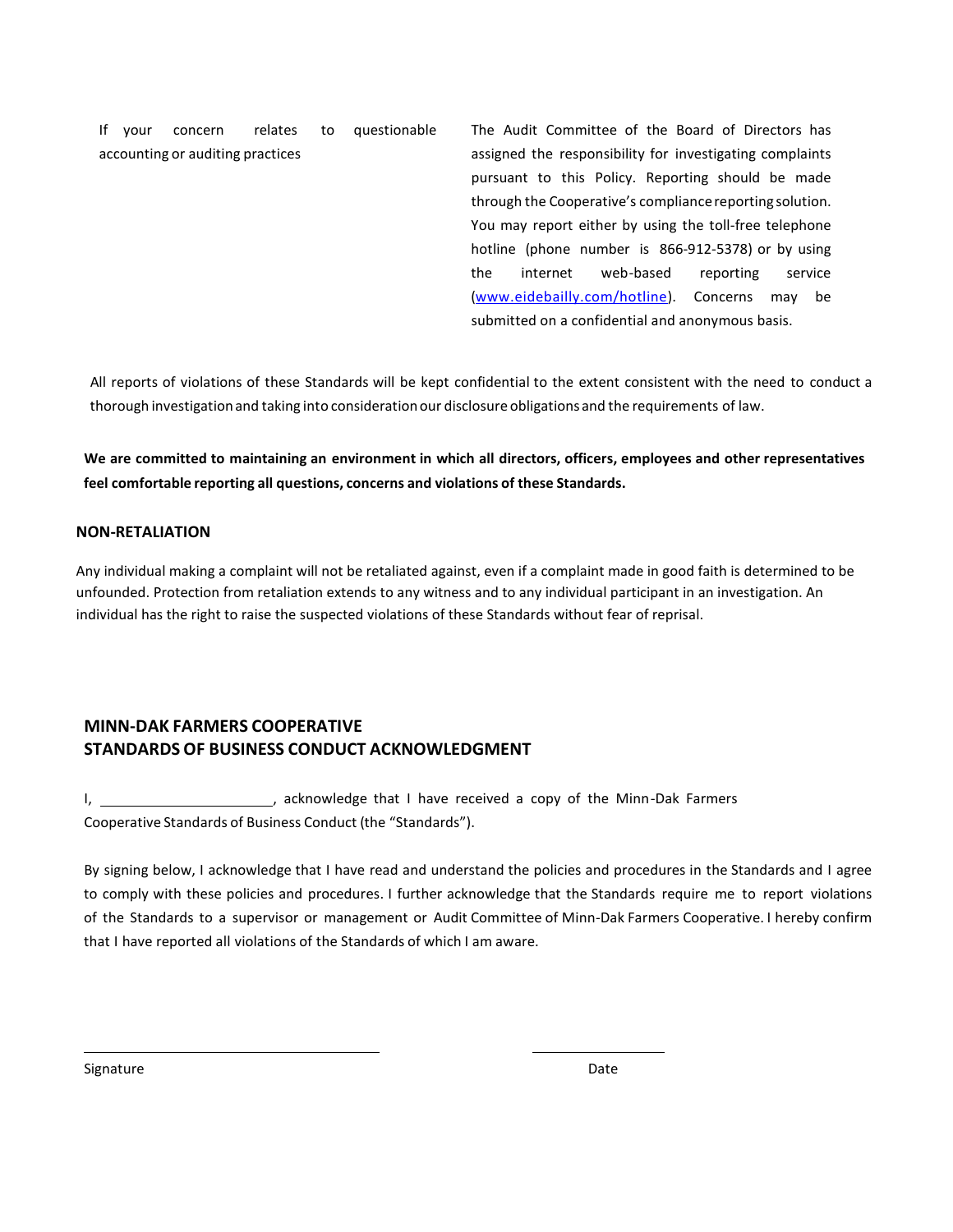| | |
|---|---|
| If your concern relates to questionable accounting or auditing practices | The Audit Committee of the Board of Directors has assigned the responsibility for investigating complaints pursuant to this Policy. Reporting should be made through the Cooperative's compliance reporting solution. You may report either by using the toll-free telephone hotline (phone number is 866-912-5378) or by using the internet web-based reporting service (www.eidebailly.com/hotline). Concerns may be submitted on a confidential and anonymous basis. |

All reports of violations of these Standards will be kept confidential to the extent consistent with the need to conduct a thorough investigation and taking into consideration our disclosure obligations and the requirements of law.

**We are committed to maintaining an environment in which all directors, officers, employees and other representatives feel comfortable reporting all questions, concerns and violations of these Standards.**

## NON-RETALIATION

Any individual making a complaint will not be retaliated against, even if a complaint made in good faith is determined to be unfounded. Protection from retaliation extends to any witness and to any individual participant in an investigation. An individual has the right to raise the suspected violations of these Standards without fear of reprisal.

## MINN-DAK FARMERS COOPERATIVE
## STANDARDS OF BUSINESS CONDUCT ACKNOWLEDGMENT

I, ______________________, acknowledge that I have received a copy of the Minn-Dak Farmers Cooperative Standards of Business Conduct (the "Standards").

By signing below, I acknowledge that I have read and understand the policies and procedures in the Standards and I agree to comply with these policies and procedures. I further acknowledge that the Standards require me to report violations of the Standards to a supervisor or management or Audit Committee of Minn-Dak Farmers Cooperative. I hereby confirm that I have reported all violations of the Standards of which I am aware.

______________________________ &nbsp;&nbsp;&nbsp;&nbsp;&nbsp;&nbsp;&nbsp;&nbsp; ______________

Signature &nbsp;&nbsp;&nbsp;&nbsp;&nbsp;&nbsp;&nbsp;&nbsp;&nbsp;&nbsp;&nbsp;&nbsp;&nbsp;&nbsp;&nbsp;&nbsp;&nbsp;&nbsp;&nbsp;&nbsp;&nbsp;&nbsp;&nbsp;&nbsp; Date